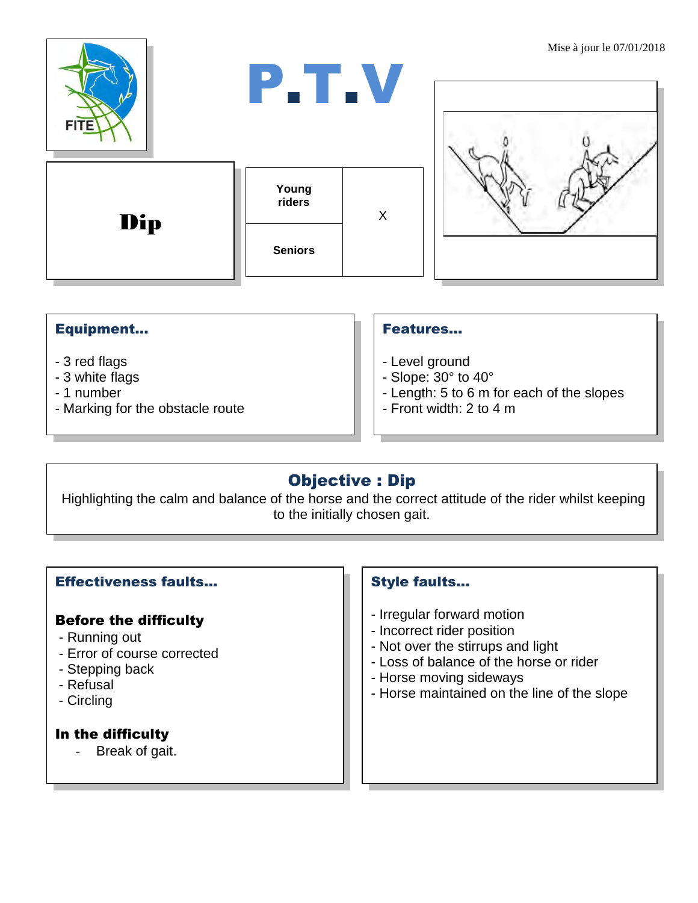Mise à jour le 07/01/2018

# P.T.V

# Dip

| Young riders | X |
|---|---|
| Seniors | |

## Equipment…

- 3 red flags
- 3 white flags
- 1 number
- Marking for the obstacle route

## Features…

- Level ground
- Slope: 30° to 40°
- Length: 5 to 6 m for each of the slopes
- Front width: 2 to 4 m

## Objective : Dip

Highlighting the calm and balance of the horse and the correct attitude of the rider whilst keeping to the initially chosen gait.

## Effectiveness faults…

### Before the difficulty

- Running out
- Error of course corrected
- Stepping back
- Refusal
- Circling

### In the difficulty

- Break of gait.

## Style faults…

- Irregular forward motion
- Incorrect rider position
- Not over the stirrups and light
- Loss of balance of the horse or rider
- Horse moving sideways
- Horse maintained on the line of the slope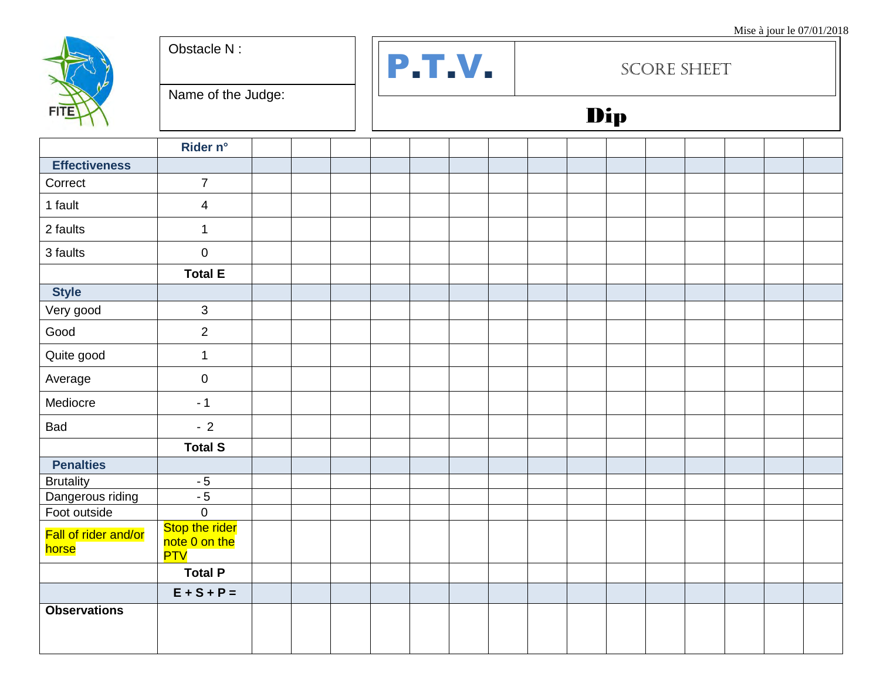Mise à jour le 07/01/2018

| Obstacle N : |
|---|
| Name of the Judge: |

**P.T.V.** SCORE SHEET

# Dip

| | Rider n° | | | | | | | | | | | | | | | |
|---|---|---|---|---|---|---|---|---|---|---|---|---|---|---|---|---|
| **Effectiveness** | | | | | | | | | | | | | | | | |
| Correct | 7 | | | | | | | | | | | | | | | |
| 1 fault | 4 | | | | | | | | | | | | | | | |
| 2 faults | 1 | | | | | | | | | | | | | | | |
| 3 faults | 0 | | | | | | | | | | | | | | | |
| | **Total E** | | | | | | | | | | | | | | | |
| **Style** | | | | | | | | | | | | | | | | |
| Very good | 3 | | | | | | | | | | | | | | | |
| Good | 2 | | | | | | | | | | | | | | | |
| Quite good | 1 | | | | | | | | | | | | | | | |
| Average | 0 | | | | | | | | | | | | | | | |
| Mediocre | - 1 | | | | | | | | | | | | | | | |
| Bad | - 2 | | | | | | | | | | | | | | | |
| | **Total S** | | | | | | | | | | | | | | | |
| **Penalties** | | | | | | | | | | | | | | | | |
| Brutality | - 5 | | | | | | | | | | | | | | | |
| Dangerous riding | - 5 | | | | | | | | | | | | | | | |
| Foot outside | 0 | | | | | | | | | | | | | | | |
| Fall of rider and/or horse | Stop the rider note 0 on the PTV | | | | | | | | | | | | | | | |
| | **Total P** | | | | | | | | | | | | | | | |
| | **E + S + P =** | | | | | | | | | | | | | | | |
| **Observations** | | | | | | | | | | | | | | | | |